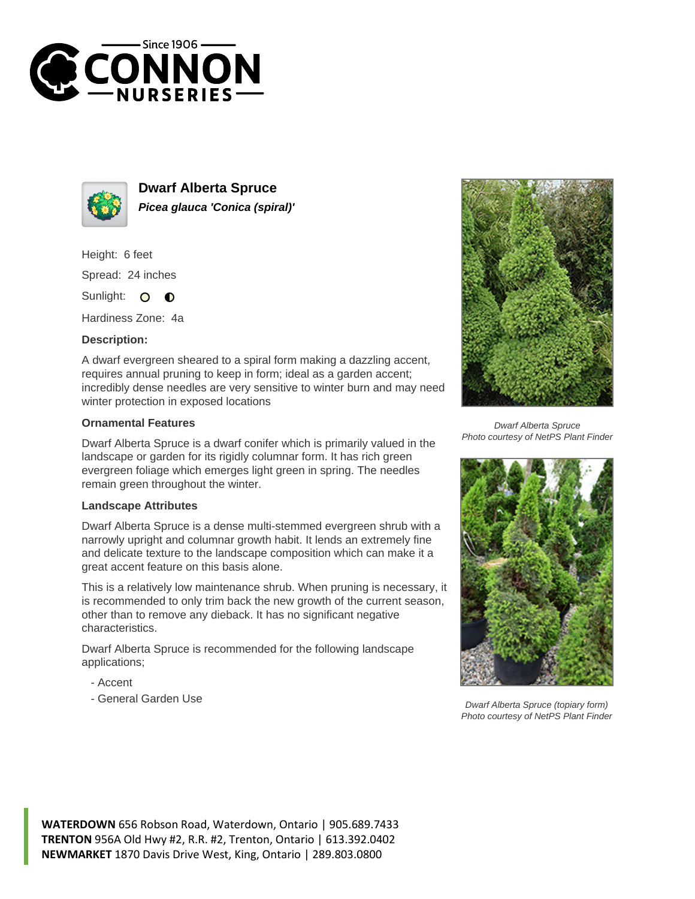# Dwarf Alberta Spruce

***Picea glauca 'Conica (spiral)'***

Height: 6 feet

Spread: 24 inches

Sunlight:

Hardiness Zone: 4a

**Description:**

A dwarf evergreen sheared to a spiral form making a dazzling accent, requires annual pruning to keep in form; ideal as a garden accent; incredibly dense needles are very sensitive to winter burn and may need winter protection in exposed locations

### Ornamental Features

Dwarf Alberta Spruce is a dwarf conifer which is primarily valued in the landscape or garden for its rigidly columnar form. It has rich green evergreen foliage which emerges light green in spring. The needles remain green throughout the winter.

### Landscape Attributes

Dwarf Alberta Spruce is a dense multi-stemmed evergreen shrub with a narrowly upright and columnar growth habit. It lends an extremely fine and delicate texture to the landscape composition which can make it a great accent feature on this basis alone.

This is a relatively low maintenance shrub. When pruning is necessary, it is recommended to only trim back the new growth of the current season, other than to remove any dieback. It has no significant negative characteristics.

Dwarf Alberta Spruce is recommended for the following landscape applications;

- Accent
- General Garden Use

*Dwarf Alberta Spruce*
*Photo courtesy of NetPS Plant Finder*

*Dwarf Alberta Spruce (topiary form)*
*Photo courtesy of NetPS Plant Finder*

**WATERDOWN** 656 Robson Road, Waterdown, Ontario | 905.689.7433
**TRENTON** 956A Old Hwy #2, R.R. #2, Trenton, Ontario | 613.392.0402
**NEWMARKET** 1870 Davis Drive West, King, Ontario | 289.803.0800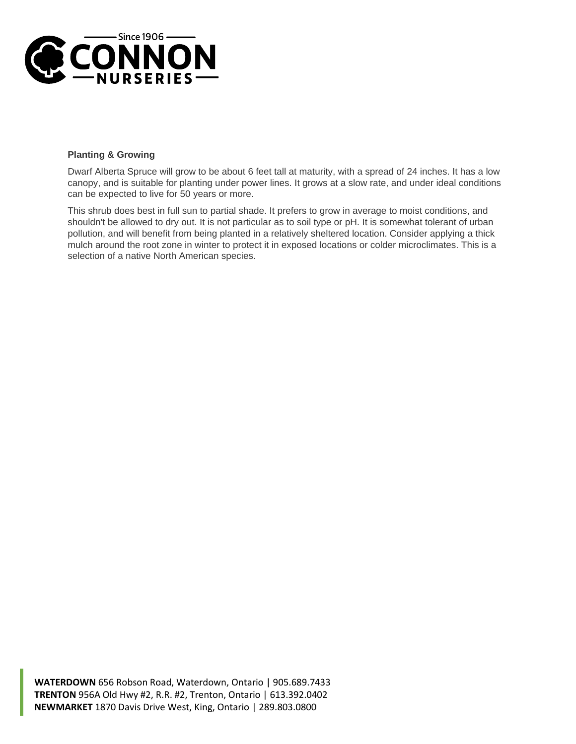### Planting & Growing

Dwarf Alberta Spruce will grow to be about 6 feet tall at maturity, with a spread of 24 inches. It has a low canopy, and is suitable for planting under power lines. It grows at a slow rate, and under ideal conditions can be expected to live for 50 years or more.

This shrub does best in full sun to partial shade. It prefers to grow in average to moist conditions, and shouldn't be allowed to dry out. It is not particular as to soil type or pH. It is somewhat tolerant of urban pollution, and will benefit from being planted in a relatively sheltered location. Consider applying a thick mulch around the root zone in winter to protect it in exposed locations or colder microclimates. This is a selection of a native North American species.